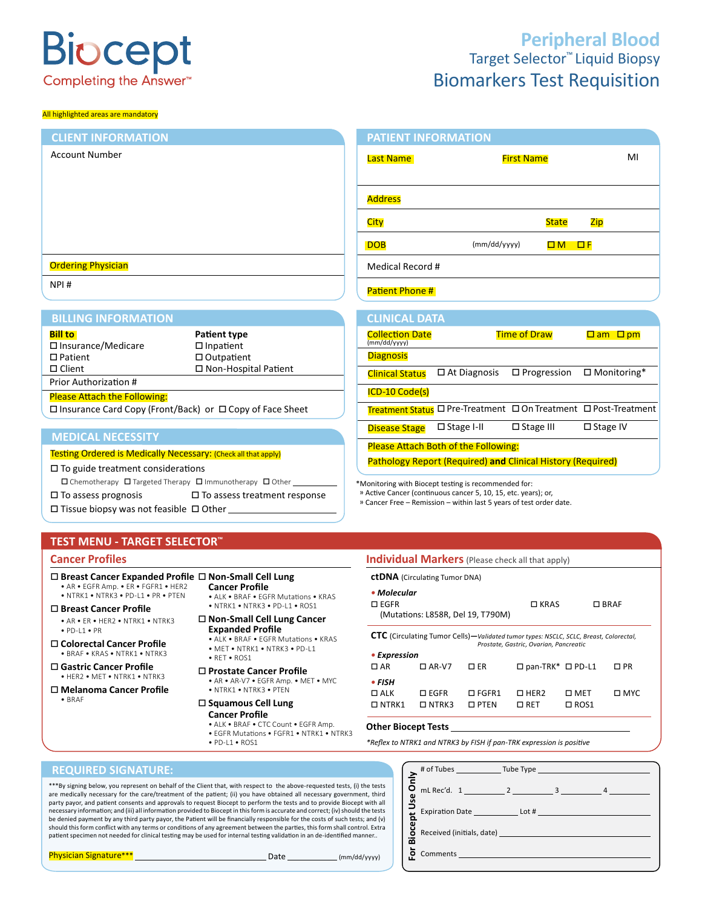# Biocept

Completing the Answer™

## Peripheral Blood

Target Selector™ Liquid Biopsy

Biomarkers Test Requisition

All highlighted areas are mandatory

## CLIENT INFORMATION

Account Number

Ordering Physician

NPI #

## PATIENT INFORMATION

Last Name | First Name | MI

Address

City | State | Zip

DOB (mm/dd/yyyy) | ☐ M ☐ F

Medical Record #

Patient Phone #

## BILLING INFORMATION

**Bill to**
- ☐ Insurance/Medicare
- ☐ Patient
- ☐ Client

**Patient type**
- ☐ Inpatient
- ☐ Outpatient
- ☐ Non-Hospital Patient

Prior Authorization #

Please Attach the Following:
☐ Insurance Card Copy (Front/Back) or ☐ Copy of Face Sheet

## CLINICAL DATA

Collection Date (mm/dd/yyyy) | Time of Draw | ☐ am ☐ pm

Diagnosis

Clinical Status ☐ At Diagnosis ☐ Progression ☐ Monitoring*

ICD-10 Code(s)

Treatment Status ☐ Pre-Treatment ☐ On Treatment ☐ Post-Treatment

Disease Stage ☐ Stage I-II ☐ Stage III ☐ Stage IV

Please Attach Both of the Following:
Pathology Report (Required) **and** Clinical History (Required)

*Monitoring with Biocept testing is recommended for:
» Active Cancer (continuous cancer 5, 10, 15, etc. years); or,
» Cancer Free – Remission – within last 5 years of test order date.

## MEDICAL NECESSITY

Testing Ordered is Medically Necessary: (Check all that apply)

- ☐ To guide treatment considerations
  - ☐ Chemotherapy ☐ Targeted Therapy ☐ Immunotherapy ☐ Other ________
- ☐ To assess prognosis ☐ To assess treatment response
- ☐ Tissue biopsy was not feasible ☐ Other ________

## TEST MENU - TARGET SELECTOR™

### Cancer Profiles

- ☐ **Breast Cancer Expanded Profile**
  - • AR • EGFR Amp. • ER • FGFR1 • HER2 • NTRK1 • NTRK3 • PD-L1 • PR • PTEN
- ☐ **Breast Cancer Profile**
  - • AR • ER • HER2 • NTRK1 • NTRK3 • PD-L1 • PR
- ☐ **Colorectal Cancer Profile**
  - • BRAF • KRAS • NTRK1 • NTRK3
- ☐ **Gastric Cancer Profile**
  - • HER2 • MET • NTRK1 • NTRK3
- ☐ **Melanoma Cancer Profile**
  - • BRAF
- ☐ **Non-Small Cell Lung Cancer Profile**
  - • ALK • BRAF • EGFR Mutations • KRAS • NTRK1 • NTRK3 • PD-L1 • ROS1
- ☐ **Non-Small Cell Lung Cancer Expanded Profile**
  - • ALK • BRAF • EGFR Mutations • KRAS • MET • NTRK1 • NTRK3 • PD-L1 • RET • ROS1
- ☐ **Prostate Cancer Profile**
  - • AR • AR-V7 • EGFR Amp. • MET • MYC • NTRK1 • NTRK3 • PTEN
- ☐ **Squamous Cell Lung Cancer Profile**
  - • ALK • BRAF • CTC Count • EGFR Amp. • EGFR Mutations • FGFR1 • NTRK1 • NTRK3 • PD-L1 • ROS1

### Individual Markers (Please check all that apply)

**ctDNA** (Circulating Tumor DNA)

• ***Molecular***

☐ EGFR (Mutations: L858R, Del 19, T790M) ☐ KRAS ☐ BRAF

**CTC** (Circulating Tumor Cells)—*Validated tumor types: NSCLC, SCLC, Breast, Colorectal, Prostate, Gastric, Ovarian, Pancreatic*

• ***Expression***

☐ AR ☐ AR-V7 ☐ ER ☐ pan-TRK* ☐ PD-L1 ☐ PR

• ***FISH***

☐ ALK ☐ EGFR ☐ FGFR1 ☐ HER2 ☐ MET ☐ MYC
☐ NTRK1 ☐ NTRK3 ☐ PTEN ☐ RET ☐ ROS1

**Other Biocept Tests** ________

*Reflex to NTRK1 and NTRK3 by FISH if pan-TRK expression is positive*

## REQUIRED SIGNATURE:

***By signing below, you represent on behalf of the Client that, with respect to the above-requested tests, (i) the tests are medically necessary for the care/treatment of the patient; (ii) you have obtained all necessary government, third party payor, and patient consents and approvals to request Biocept to perform the tests and to provide Biocept with all necessary information; and (iii) all information provided to Biocept in this form is accurate and correct; (iv) should the tests be denied payment by any third party payor, the Patient will be financially responsible for the costs of such tests; and (v) should this form conflict with any terms or conditions of any agreement between the parties, this form shall control. Extra patient specimen not needed for clinical testing may be used for internal testing validation in an de-identified manner..

Physician Signature*** ________ Date ________ (mm/dd/yyyy)

## For Biocept Use Only

# of Tubes ________ Tube Type ________

mL Rec'd. 1 ________ 2 ________ 3 ________ 4 ________

Expiration Date ________ Lot # ________

Received (initials, date) ________

Comments ________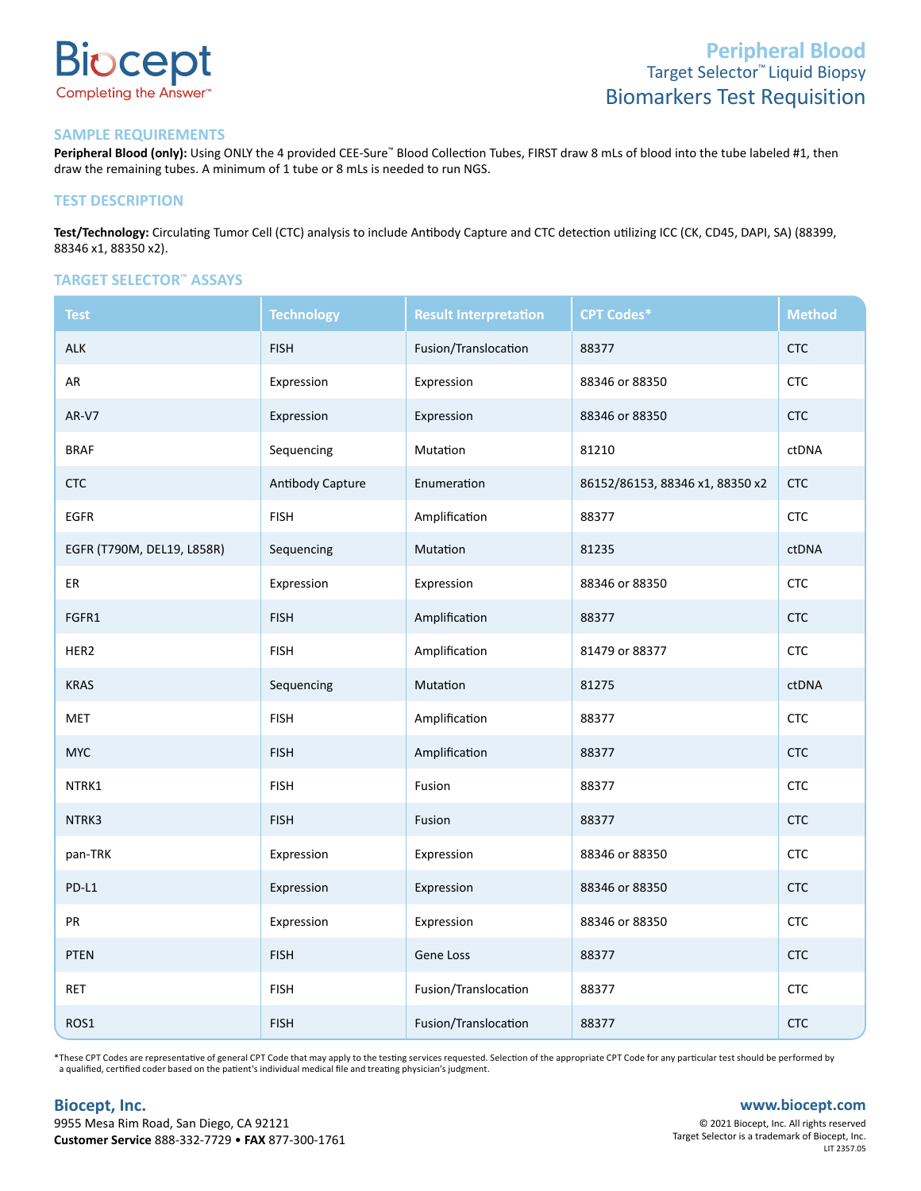Biocept
Completing the Answer™

# Peripheral Blood
## Target Selector™ Liquid Biopsy
## Biomarkers Test Requisition

### SAMPLE REQUIREMENTS

**Peripheral Blood (only):** Using ONLY the 4 provided CEE-Sure™ Blood Collection Tubes, FIRST draw 8 mLs of blood into the tube labeled #1, then draw the remaining tubes. A minimum of 1 tube or 8 mLs is needed to run NGS.

### TEST DESCRIPTION

**Test/Technology:** Circulating Tumor Cell (CTC) analysis to include Antibody Capture and CTC detection utilizing ICC (CK, CD45, DAPI, SA) (88399, 88346 x1, 88350 x2).

### TARGET SELECTOR™ ASSAYS

| Test | Technology | Result Interpretation | CPT Codes* | Method |
|---|---|---|---|---|
| ALK | FISH | Fusion/Translocation | 88377 | CTC |
| AR | Expression | Expression | 88346 or 88350 | CTC |
| AR-V7 | Expression | Expression | 88346 or 88350 | CTC |
| BRAF | Sequencing | Mutation | 81210 | ctDNA |
| CTC | Antibody Capture | Enumeration | 86152/86153, 88346 x1, 88350 x2 | CTC |
| EGFR | FISH | Amplification | 88377 | CTC |
| EGFR (T790M, DEL19, L858R) | Sequencing | Mutation | 81235 | ctDNA |
| ER | Expression | Expression | 88346 or 88350 | CTC |
| FGFR1 | FISH | Amplification | 88377 | CTC |
| HER2 | FISH | Amplification | 81479 or 88377 | CTC |
| KRAS | Sequencing | Mutation | 81275 | ctDNA |
| MET | FISH | Amplification | 88377 | CTC |
| MYC | FISH | Amplification | 88377 | CTC |
| NTRK1 | FISH | Fusion | 88377 | CTC |
| NTRK3 | FISH | Fusion | 88377 | CTC |
| pan-TRK | Expression | Expression | 88346 or 88350 | CTC |
| PD-L1 | Expression | Expression | 88346 or 88350 | CTC |
| PR | Expression | Expression | 88346 or 88350 | CTC |
| PTEN | FISH | Gene Loss | 88377 | CTC |
| RET | FISH | Fusion/Translocation | 88377 | CTC |
| ROS1 | FISH | Fusion/Translocation | 88377 | CTC |

*These CPT Codes are representative of general CPT Code that may apply to the testing services requested. Selection of the appropriate CPT Code for any particular test should be performed by a qualified, certified coder based on the patient's individual medical file and treating physician's judgment.

**Biocept, Inc.**
9955 Mesa Rim Road, San Diego, CA 92121
**Customer Service** 888-332-7729 • **FAX** 877-300-1761

**www.biocept.com**
© 2021 Biocept, Inc. All rights reserved
Target Selector is a trademark of Biocept, Inc.
LIT 2357.05